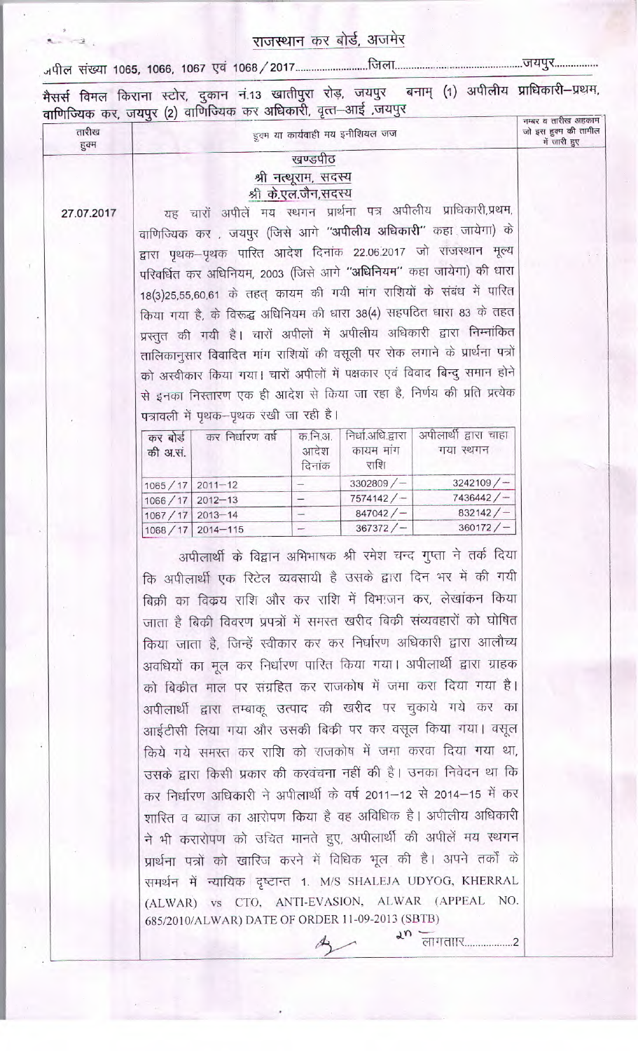# राजस्थान कर बोर्ड, अजमेर

अपील संख्या 1065, 1066, 1067 एवं 1068/2017..........................जिला..............................................जयपुर...............

मैसर्स विमल किराना स्टोर, दुकान नं.13 खातीपुरा रोड़, जयपुर बनाम् (1) अपीलीय प्राधिकारी–प्रथम, वाणिज्यिक कर, जयपुर (2) वाणिज्यिक कर अधिकारी, वृत्त–आई ,जयपुर

| तारीख हुक्म | हुक्म या कार्यवाही मय इनीशियल जज | नम्बर व तारीख अहकाम जो इस हुक्म की तामील में जारी हुए |
|---|---|---|

**खण्डपीठ**

**श्री नत्थूराम, सदस्य**

**श्री के.एल.जैन,सदस्य**

27.07.2017

यह चारों अपीलें मय स्थगन प्रार्थना पत्र अपीलीय प्राधिकारी,प्रथम, वाणिज्यिक कर , जयपुर (जिसे आगे **"अपीलीय अधिकारी"** कहा जायेगा) के द्वारा पृथक–पृथक पारित आदेश दिनांक 22.06.2017 जो राजस्थान मूल्य परिवर्धित कर अधिनियम, 2003 (जिसे आगे **"अधिनियम"** कहा जायेगा) की धारा 18(3)25,55,60,61 के तहत् कायम की गयी मांग राशियों के संबंध में पारित किया गया है, के विरूद्ध अधिनियम की धारा 38(4) सहपठित धारा 83 के तहत प्रस्तुत की गयी है। चारों अपीलों में अपीलीय अधिकारी द्वारा निम्नांकित तालिकानुसार विवादित मांग राशियों की वसूली पर रोक लगाने के प्रार्थना पत्रों को अस्वीकार किया गया। चारों अपीलों में पक्षकार एवं विवाद बिन्दु समान होने से इनका निस्तारण एक ही आदेश से किया जा रहा है, निर्णय की प्रति प्रत्येक पत्रावली में पृथक–पृथक रखी जा रही है।

| कर बोर्ड की अ.सं. | कर निर्धारण वर्ष | क.नि.अ. आदेश दिनांक | निर्धा.अधि.द्वारा कायम मांग राशि | अपीलार्थी द्वारा चाहा गया स्थगन |
|---|---|---|---|---|
| 1065/17 | 2011–12 | – | 3302809/– | 3242109/– |
| 1066/17 | 2012–13 | – | 7574142/– | 7436442/– |
| 1067/17 | 2013–14 | – | 847042/– | 832142/– |
| 1068/17 | 2014–115 | – | 367372/– | 360172/– |

अपीलार्थी के विद्वान अभिभाषक श्री रमेश चन्द गुप्ता ने तर्क दिया कि अपीलार्थी एक रिटेल व्यवसायी है उसके द्वारा दिन भर में की गयी बिक्री का विक्रय राशि और कर राशि में विभाजन कर, लेखांकन किया जाता है बिकी विवरण प्रपत्रों में समस्त खरीद बिकी संव्यवहारों को घोषित किया जाता है, जिन्हें स्वीकार कर कर निर्धारण अधिकारी द्वारा आलौच्य अवधियों का मूल कर निर्धारण पारित किया गया। अपीलार्थी द्वारा ग्राहक को बिकीत माल पर संग्रहित कर राजकोष में जमा करा दिया गया है। अपीलार्थी द्वारा तम्बाकू उत्पाद की खरीद पर चुकाये गये कर का आईटीसी लिया गया और उसकी बिकी पर कर वसूल किया गया। वसूल किये गये समस्त कर राशि को राजकोष में जमा करवा दिया गया था, उसके द्वारा किसी प्रकार की करवंचना नहीं की है। उनका निवेदन था कि कर निर्धारण अधिकारी ने अपीलार्थी के वर्ष 2011–12 से 2014–15 में कर शास्ति व ब्याज का आरोपण किया है वह अविधिक है। अपीलीय अधिकारी ने भी करारोपण को उचित मानते हुए, अपीलार्थी की अपीलें मय स्थगन प्रार्थना पत्रों को खारिज करने में विधिक भूल की है। अपने तर्कों के समर्थन में न्यायिक दृष्टान्त 1. M/S SHALEJA UDYOG, KHERRAL (ALWAR) vs CTO, ANTI-EVASION, ALWAR (APPEAL NO. 685/2010/ALWAR) DATE OF ORDER 11-09-2013 (SBTB)

लगातार.................2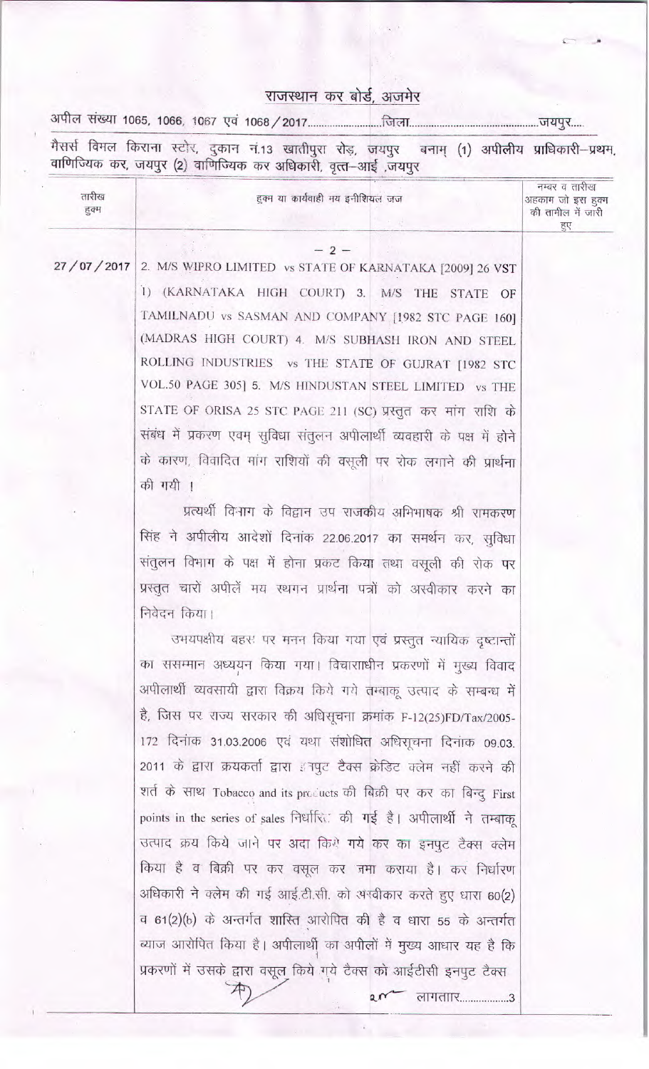## राजस्थान कर बोर्ड, अजमेर

अपील संख्या 1065, 1066, 1067 एवं 1068/2017..........................जिला..............................................जयपुर.....

मैसर्स विमल किराना स्टोर, दुकान नं.13 खातीपुरा रोड़, जयपुर बनाम् (1) अपीलीय प्राधिकारी–प्रथम, वाणिज्यिक कर, जयपुर (2) वाणिज्यिक कर अधिकारी, वृत्त–आई ,जयपुर

| तारीख हुक्म | हुक्म या कार्यवाही मय इनीशियल जज | नम्बर व तारीख अहकाम जो इस हुक्म की तामील में जारी हुए |
|---|---|---|
| 27/07/2017 | – 2 –<br><br>2. M/S WIPRO LIMITED vs STATE OF KARNATAKA [2009] 26 VST 1) (KARNATAKA HIGH COURT) 3. M/S THE STATE OF TAMILNADU vs SASMAN AND COMPANY [1982 STC PAGE 160] (MADRAS HIGH COURT) 4. M/S SUBHASH IRON AND STEEL ROLLING INDUSTRIES vs THE STATE OF GUJRAT [1982 STC VOL.50 PAGE 305] 5. M/S HINDUSTAN STEEL LIMITED vs THE STATE OF ORISA 25 STC PAGE 211 (SC) प्रस्तुत कर मांग राशि के संबंध में प्रकरण एवम् सुविधा संतुलन अपीलार्थी व्यवहारी के पक्ष में होने के कारण, विवादित मांग राशियों की वसूली पर रोक लगाने की प्रार्थना की गयी ।<br><br>प्रत्यर्थी विभाग के विद्वान उप राजकीय अभिभाषक श्री रामकरण सिंह ने अपीलीय आदेशों दिनांक 22.06.2017 का समर्थन कर, सुविधा संतुलन विभाग के पक्ष में होना प्रकट किया तथा वसूली की रोक पर प्रस्तुत चारों अपीलें मय स्थगन प्रार्थना पत्रों को अस्वीकार करने का निवेदन किया।<br><br>उभयपक्षीय बहस पर मनन किया गया एवं प्रस्तुत न्यायिक दृष्टान्तों का ससम्मान अध्ययन किया गया। विचाराधीन प्रकरणों में मुख्य विवाद अपीलार्थी व्यवसायी द्वारा विक्रय किये गये तम्बाकू उत्पाद के सम्बन्ध में है, जिस पर राज्य सरकार की अधिसूचना क्रमांक F-12(25)FD/Tax/2005-172 दिनांक 31.03.2006 एवं यथा संशोधित अधिसूचना दिनांक 09.03.2011 के द्वारा क्रयकर्ता द्वारा इनपुट टैक्स क्रेडिट क्लेम नहीं करने की शर्त के साथ Tobacco and its products की बिक्री पर कर का बिन्दु First points in the series of sales निर्धारित की गई है। अपीलार्थी ने तम्बाकू उत्पाद क्रय किये जाने पर अदा किये गये कर का इनपुट टैक्स क्लेम किया है व बिक्री पर कर वसूल कर जमा कराया है। कर निर्धारण अधिकारी ने क्लेम की गई आई.टी.सी. को अस्वीकार करते हुए धारा 60(2) व 61(2)(b) के अन्तर्गत शास्ति आरोपित की है व धारा 55 के अन्तर्गत ब्याज आरोपित किया है। अपीलार्थी का अपीलों में मुख्य आधार यह है कि प्रकरणों में उसके द्वारा वसूल किये गये टैक्स को आईटीसी इनपुट टैक्स<br><br>लगातार.................3 | |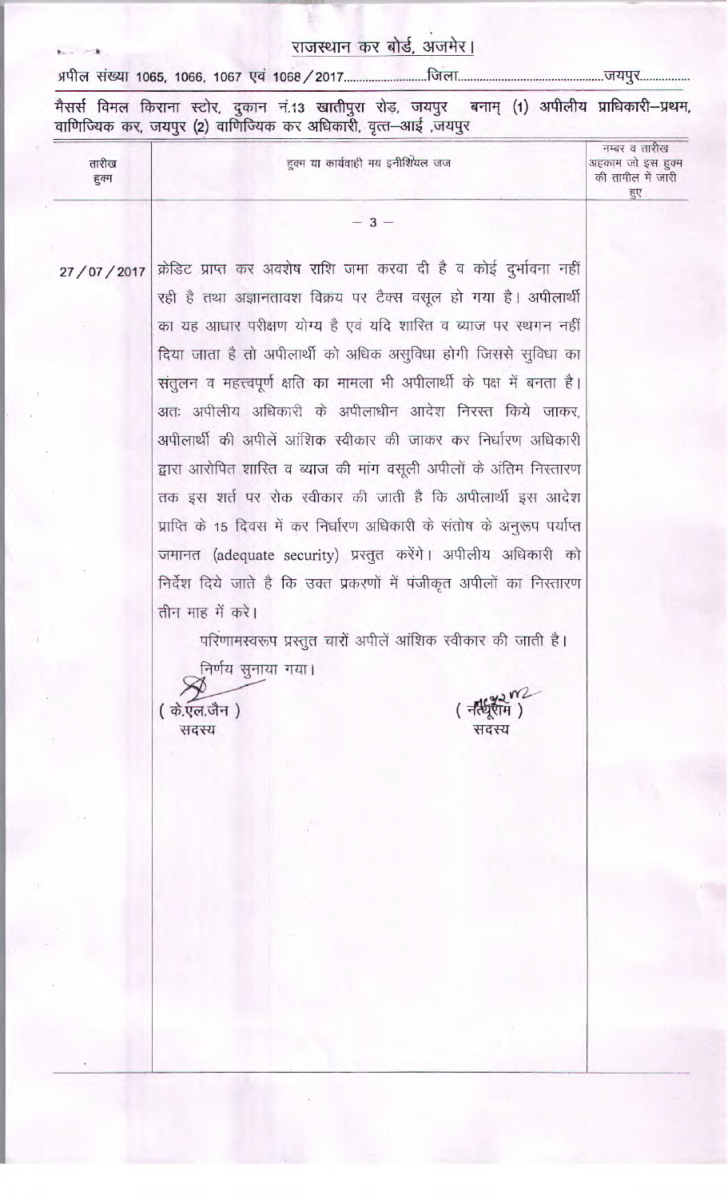# राजस्थान कर बोर्ड, अजमेर।

अपील संख्या 1065, 1066, 1067 एवं 1068/2017..........................जिला..............................................जयपुर................

मैसर्स विमल किराना स्टोर, दुकान नं.13 खातीपुरा रोड़, जयपुर बनाम् (1) अपीलीय प्राधिकारी–प्रथम, वाणिज्यिक कर, जयपुर (2) वाणिज्यिक कर अधिकारी, वृत्त–आई ,जयपुर

| तारीख हुक्म | हुक्म या कार्यवाही मय इनीशियल जज | नम्बर व तारीख अहकाम जो इस हुक्म की तामील में जारी हुए |
|---|---|---|
| 27/07/2017 | क्रेडिट प्राप्त कर अवशेष राशि जमा करवा दी है व कोई दुर्भावना नहीं रही है तथा अज्ञानतावश विक्रय पर टैक्स वसूल हो गया है। अपीलार्थी का यह आधार परीक्षण योग्य है एवं यदि शास्ति व ब्याज पर स्थगन नहीं दिया जाता है तो अपीलार्थी को अधिक असुविधा होगी जिससे सुविधा का संतुलन व महत्त्वपूर्ण क्षति का मामला भी अपीलार्थी के पक्ष में बनता है। अतः अपीलीय अधिकारी के अपीलाधीन आदेश निरस्त किये जाकर, अपीलार्थी की अपीलें आंशिक स्वीकार की जाकर कर निर्धारण अधिकारी द्वारा आरोपित शास्ति व ब्याज की मांग वसूली अपीलों के अंतिम निस्तारण तक इस शर्त पर रोक स्वीकार की जाती है कि अपीलार्थी इस आदेश प्राप्ति के 15 दिवस में कर निर्धारण अधिकारी के संतोष के अनुरूप पर्याप्त जमानत (adequate security) प्रस्तुत करेंगे। अपीलीय अधिकारी को निर्देश दिये जाते है कि उक्त प्रकरणों में पंजीकृत अपीलों का निस्तारण तीन माह में करे। | |
| | परिणामस्वरूप प्रस्तुत चारों अपीलें आंशिक स्वीकार की जाती है। | |
| | निर्णय सुनाया गया। | |
| | (के.एल.जैन) सदस्य &nbsp;&nbsp;&nbsp;&nbsp;&nbsp;&nbsp; (नथूराम) सदस्य | |